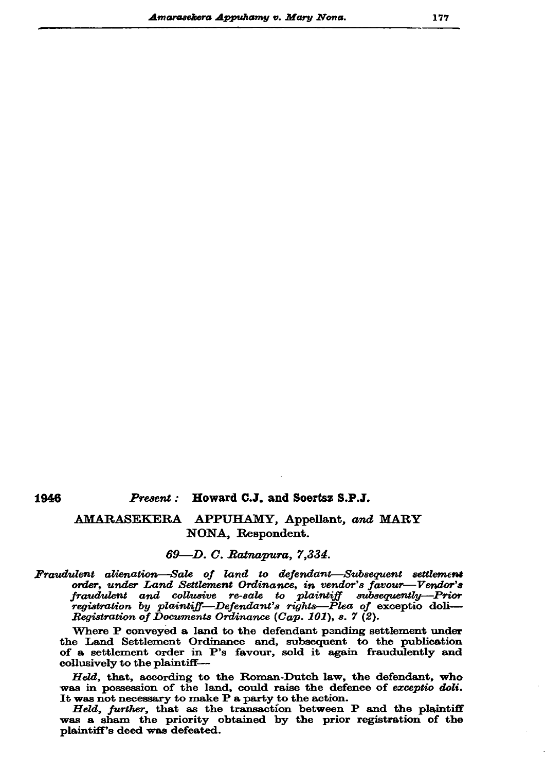1946 *Present :* **Howard C.J. and Soertsz S.P.J.**

AMARASEKERA APPUHAMY, Appellant, *and* MARY NONA, Respondent.

*69—D. C. Ratnapura, 7,334.*

*Fraudulent alienation—Sale of land to defendant—Subsequent settlement order, under Land Settlement Ordinance, in vendor's favour—Vendor's fraudulent and collusive re-sale to plaintiff subsequently—Prior registration by plaintiff—Defendant's rights—Plea of* exceptio doli*—Registration of Documents Ordinance (Cap. 101), s. 7 (2).*

Where P conveyed a land to the defendant pending settlement under the Land Settlement Ordinance and, subsequent to the publication of a settlement order in P's favour, sold it again fraudulently and collusively to the plaintiff—

*Held*, that, according to the Roman-Dutch law, the defendant, who was in possession of the land, could raise the defence of *exceptio doli*. It was not necessary to make P a party to the action.

*Held, further*, that as the transaction between P and the plaintiff was a sham the priority obtained by the prior registration of the plaintiff's deed was defeated.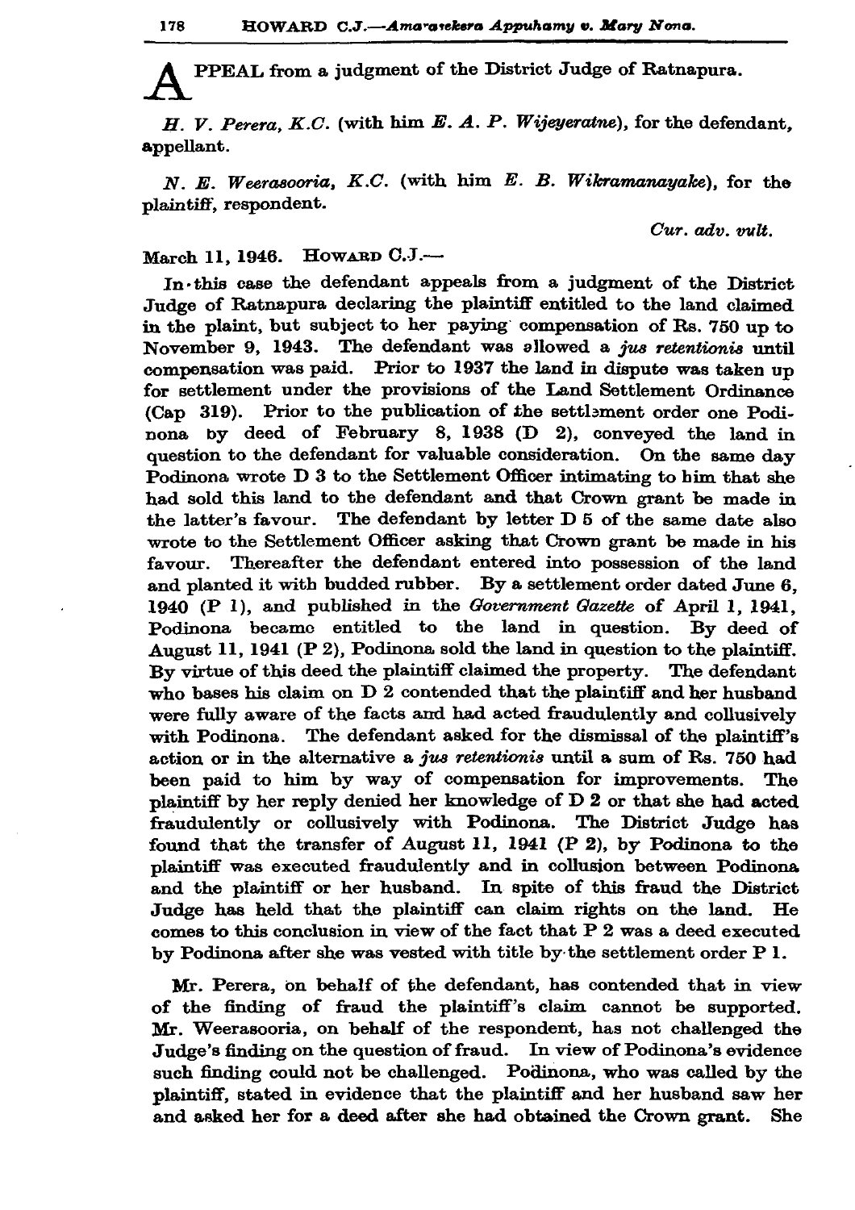APPEAL from a judgment of the District Judge of Ratnapura.

*H. V. Perera, K.C.* (with him *E. A. P. Wijeyeratne*), for the defendant, appellant.

*N. E. Weerasooria, K.C.* (with him *E. B. Wikramanayake*), for the plaintiff, respondent.

*Cur. adv. vult.*

March 11, 1946. HOWARD C.J.—

In this case the defendant appeals from a judgment of the District Judge of Ratnapura declaring the plaintiff entitled to the land claimed in the plaint, but subject to her paying compensation of Rs. 750 up to November 9, 1943. The defendant was allowed a *jus retentionis* until compensation was paid. Prior to 1937 the land in dispute was taken up for settlement under the provisions of the Land Settlement Ordinance (Cap 319). Prior to the publication of the settlement order one Podinona by deed of February 8, 1938 (D 2), conveyed the land in question to the defendant for valuable consideration. On the same day Podinona wrote D 3 to the Settlement Officer intimating to him that she had sold this land to the defendant and that Crown grant be made in the latter's favour. The defendant by letter D 5 of the same date also wrote to the Settlement Officer asking that Crown grant be made in his favour. Thereafter the defendant entered into possession of the land and planted it with budded rubber. By a settlement order dated June 6, 1940 (P 1), and published in the *Government Gazette* of April 1, 1941, Podinona became entitled to the land in question. By deed of August 11, 1941 (P 2), Podinona sold the land in question to the plaintiff. By virtue of this deed the plaintiff claimed the property. The defendant who bases his claim on D 2 contended that the plaintiff and her husband were fully aware of the facts and had acted fraudulently and collusively with Podinona. The defendant asked for the dismissal of the plaintiff's action or in the alternative a *jus retentionis* until a sum of Rs. 750 had been paid to him by way of compensation for improvements. The plaintiff by her reply denied her knowledge of D 2 or that she had acted fraudulently or collusively with Podinona. The District Judge has found that the transfer of August 11, 1941 (P 2), by Podinona to the plaintiff was executed fraudulently and in collusion between Podinona and the plaintiff or her husband. In spite of this fraud the District Judge has held that the plaintiff can claim rights on the land. He comes to this conclusion in view of the fact that P 2 was a deed executed by Podinona after she was vested with title by the settlement order P 1.

Mr. Perera, on behalf of the defendant, has contended that in view of the finding of fraud the plaintiff's claim cannot be supported. Mr. Weerasooria, on behalf of the respondent, has not challenged the Judge's finding on the question of fraud. In view of Podinona's evidence such finding could not be challenged. Podinona, who was called by the plaintiff, stated in evidence that the plaintiff and her husband saw her and asked her for a deed after she had obtained the Crown grant. She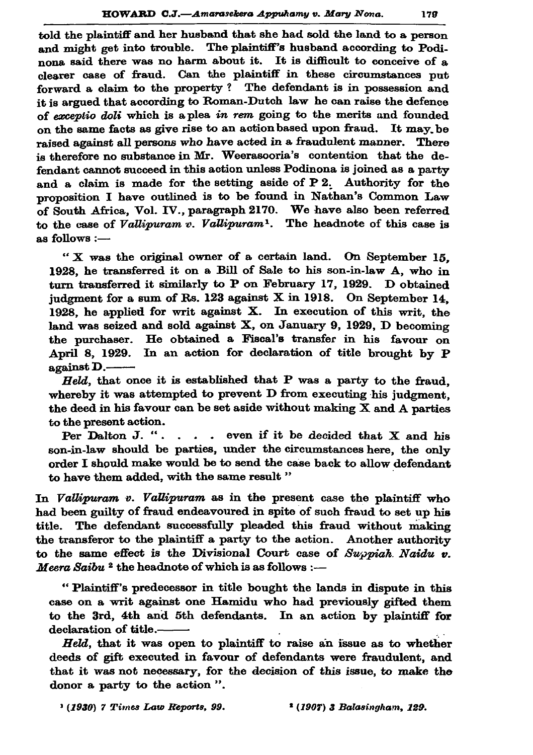told the plaintiff and her husband that she had sold the land to a person and might get into trouble. The plaintiff's husband according to Podinona said there was no harm about it. It is difficult to conceive of a clearer case of fraud. Can the plaintiff in these circumstances put forward a claim to the property? The defendant is in possession and it is argued that according to Roman-Dutch law he can raise the defence of *exceptio doli* which is a plea *in rem* going to the merits and founded on the same facts as give rise to an action based upon fraud. It may be raised against all persons who have acted in a fraudulent manner. There is therefore no substance in Mr. Weerasooria's contention that the defendant cannot succeed in this action unless Podinona is joined as a party and a claim is made for the setting aside of P 2. Authority for the proposition I have outlined is to be found in Nathan's Common Law of South Africa, Vol. IV., paragraph 2170. We have also been referred to the case of *Vallipuram v. Vallipuram* [1]. The headnote of this case is as follows :—

> "X was the original owner of a certain land. On September 15, 1928, he transferred it on a Bill of Sale to his son-in-law A, who in turn transferred it similarly to P on February 17, 1929. D obtained judgment for a sum of Rs. 123 against X in 1918. On September 14, 1928, he applied for writ against X. In execution of this writ, the land was seized and sold against X, on January 9, 1929, D becoming the purchaser. He obtained a Fiscal's transfer in his favour on April 8, 1929. In an action for declaration of title brought by P against D.——
>
> *Held*, that once it is established that P was a party to the fraud, whereby it was attempted to prevent D from executing his judgment, the deed in his favour can be set aside without making X and A parties to the present action.
>
> Per Dalton J. ". . . . even if it be decided that X and his son-in-law should be parties, under the circumstances here, the only order I should make would be to send the case back to allow defendant to have them added, with the same result"

In *Vallipuram v. Vallipuram* as in the present case the plaintiff who had been guilty of fraud endeavoured in spite of such fraud to set up his title. The defendant successfully pleaded this fraud without making the transferor to the plaintiff a party to the action. Another authority to the same effect is the Divisional Court case of *Suppiah Naidu v. Meera Saibu* [2] the headnote of which is as follows :—

> "Plaintiff's predecessor in title bought the lands in dispute in this case on a writ against one Hamidu who had previously gifted them to the 3rd, 4th and 5th defendants. In an action by plaintiff for declaration of title.——
>
> *Held*, that it was open to plaintiff to raise an issue as to whether deeds of gift executed in favour of defendants were fraudulent, and that it was not necessary, for the decision of this issue, to make the donor a party to the action".

[1] *(1930) 7 Times Law Reports, 99.*

[2] *(1907) 3 Balasingham, 129.*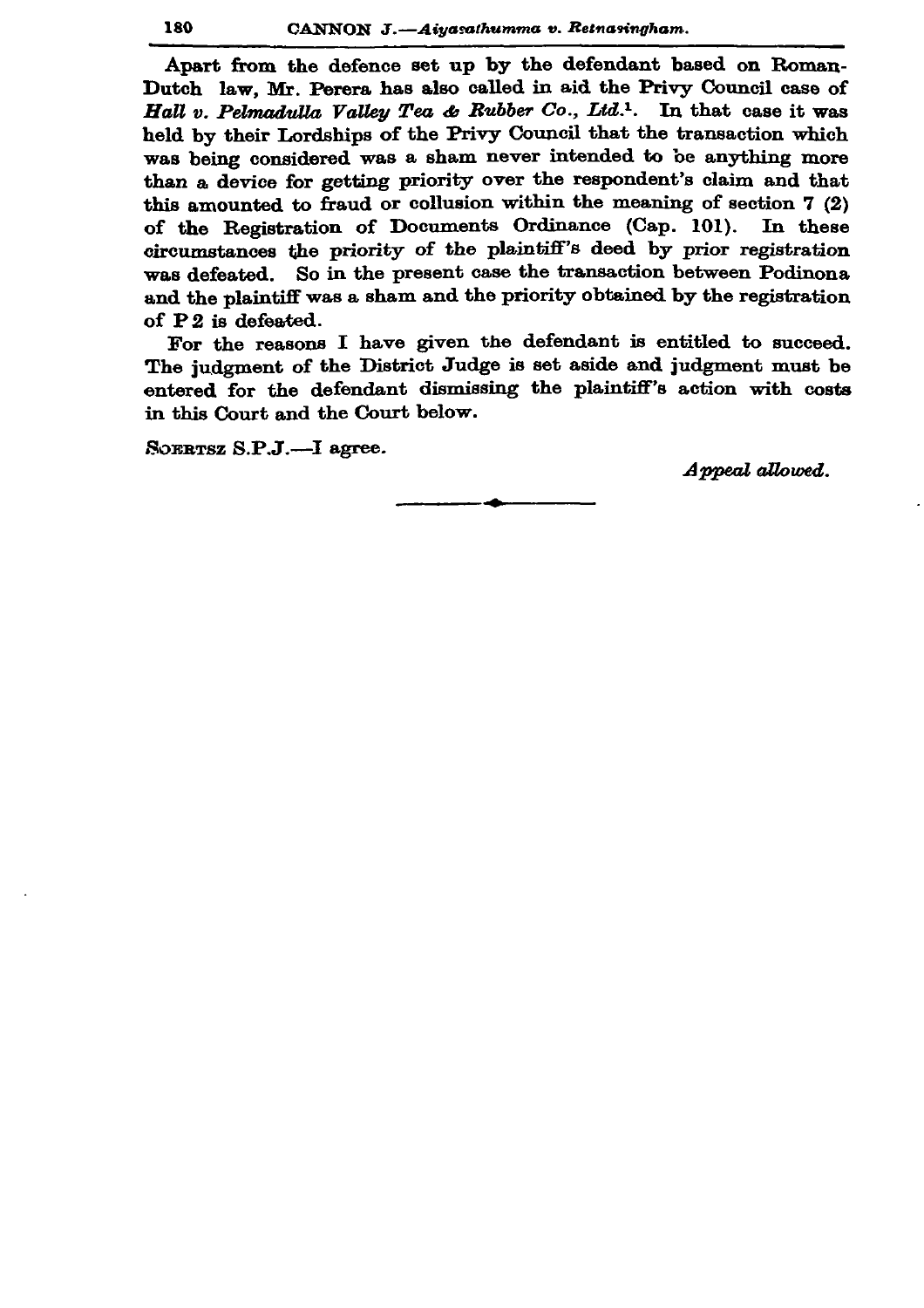Apart from the defence set up by the defendant based on Roman-Dutch law, Mr. Perera has also called in aid the Privy Council case of *Hall v. Pelmadulla Valley Tea & Rubber Co., Ltd.*[1]. In that case it was held by their Lordships of the Privy Council that the transaction which was being considered was a sham never intended to be anything more than a device for getting priority over the respondent's claim and that this amounted to fraud or collusion within the meaning of section 7 (2) of the Registration of Documents Ordinance (Cap. 101). In these circumstances the priority of the plaintiff's deed by prior registration was defeated. So in the present case the transaction between Podinona and the plaintiff was a sham and the priority obtained by the registration of P 2 is defeated.

For the reasons I have given the defendant is entitled to succeed. The judgment of the District Judge is set aside and judgment must be entered for the defendant dismissing the plaintiff's action with costs in this Court and the Court below.

SOERTSZ S.P.J.—I agree.

*Appeal allowed.*